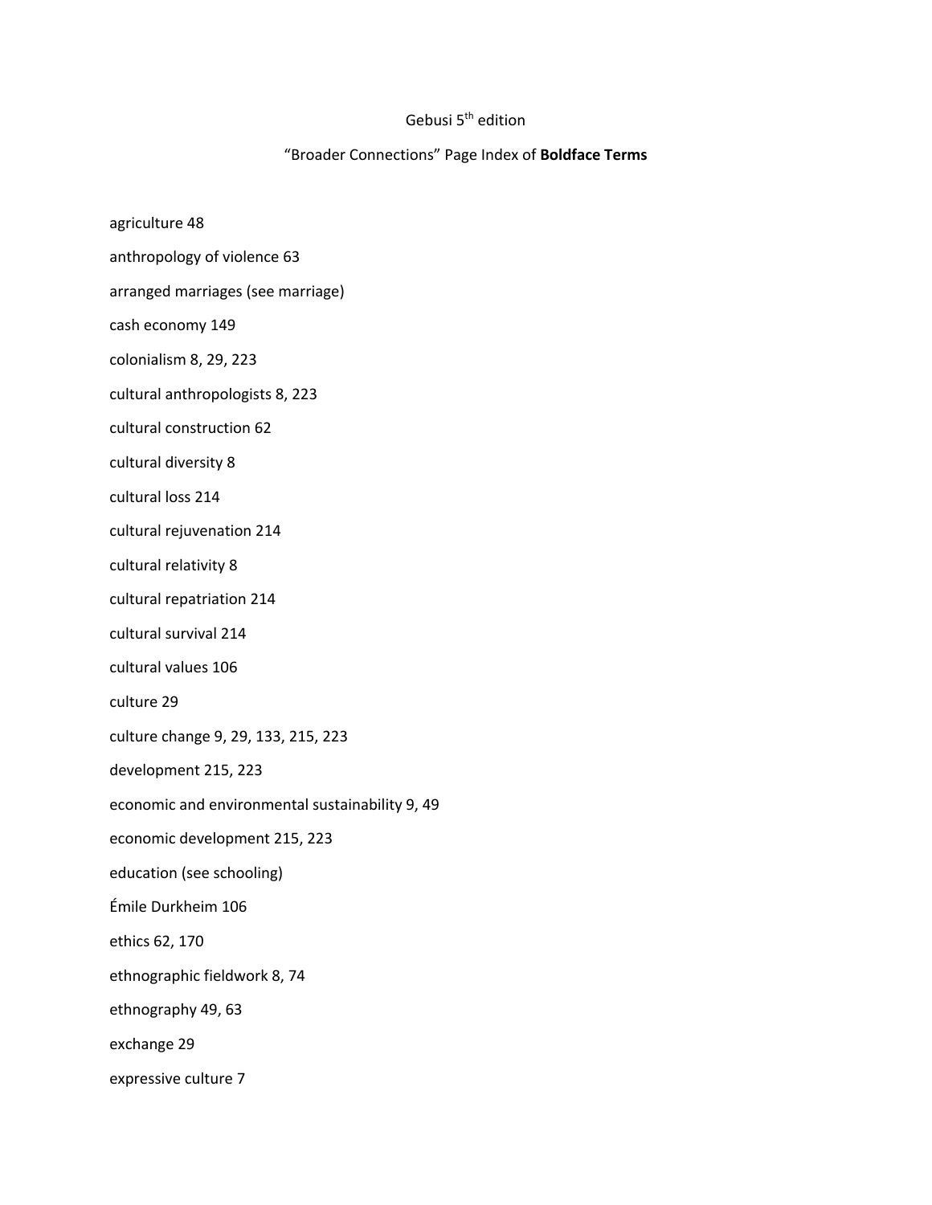Gebusi 5th edition

“Broader Connections” Page Index of **Boldface Terms**

agriculture 48

anthropology of violence 63

arranged marriages (see marriage)

cash economy 149

colonialism 8, 29, 223

cultural anthropologists 8, 223

cultural construction 62

cultural diversity 8

cultural loss 214

cultural rejuvenation 214

cultural relativity 8

cultural repatriation 214

cultural survival 214

cultural values 106

culture 29

culture change 9, 29, 133, 215, 223

development 215, 223

economic and environmental sustainability 9, 49

economic development 215, 223

education (see schooling)

Émile Durkheim 106

ethics 62, 170

ethnographic fieldwork 8, 74

ethnography 49, 63

exchange 29

expressive culture 7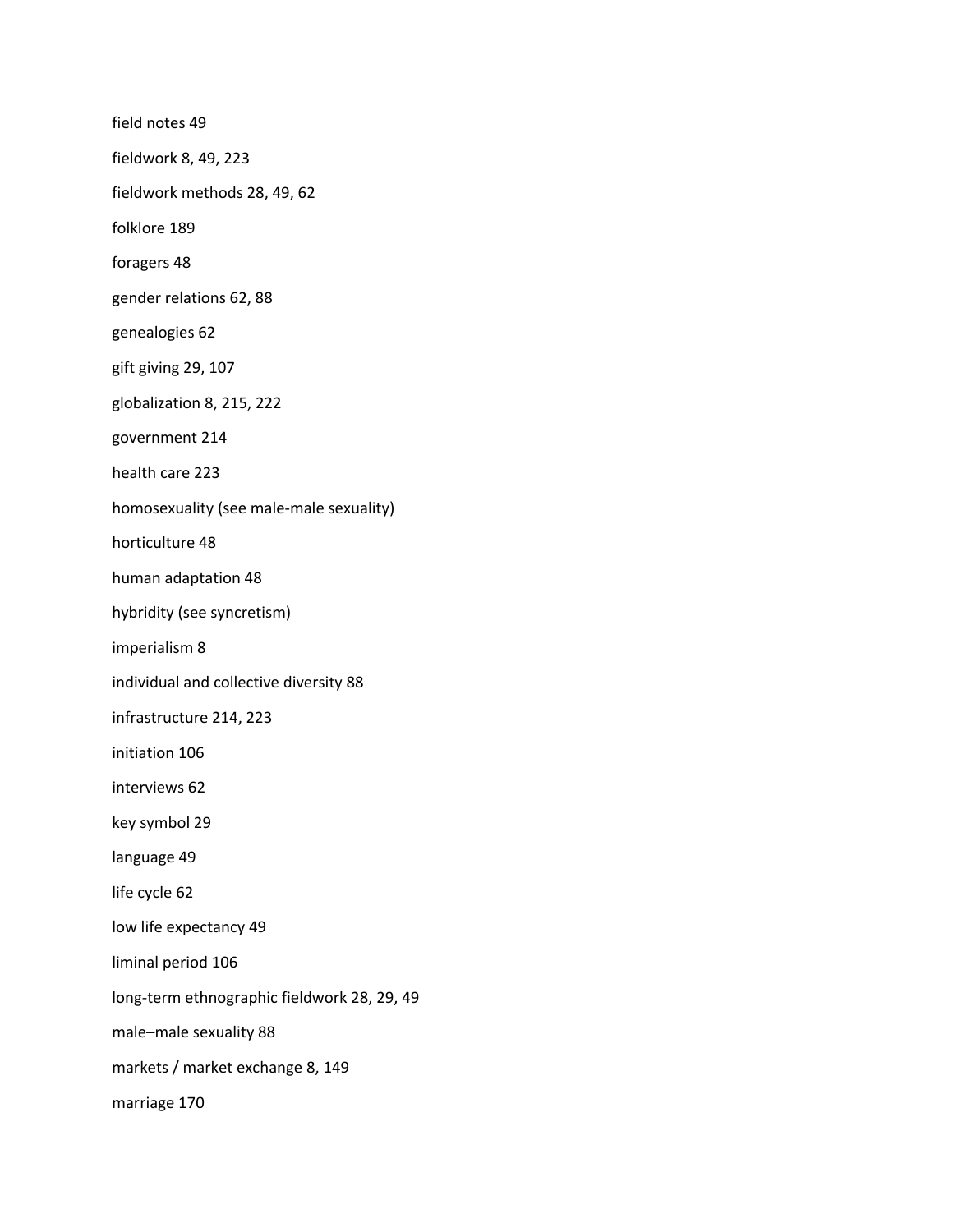field notes 49

fieldwork 8, 49, 223

fieldwork methods 28, 49, 62

folklore 189

foragers 48

gender relations 62, 88

genealogies 62

gift giving 29, 107

globalization 8, 215, 222

government 214

health care 223

homosexuality (see male-male sexuality)

horticulture 48

human adaptation 48

hybridity (see syncretism)

imperialism 8

individual and collective diversity 88

infrastructure 214, 223

initiation 106

interviews 62

key symbol 29

language 49

life cycle 62

low life expectancy 49

liminal period 106

long-term ethnographic fieldwork 28, 29, 49

male–male sexuality 88

markets / market exchange 8, 149

marriage 170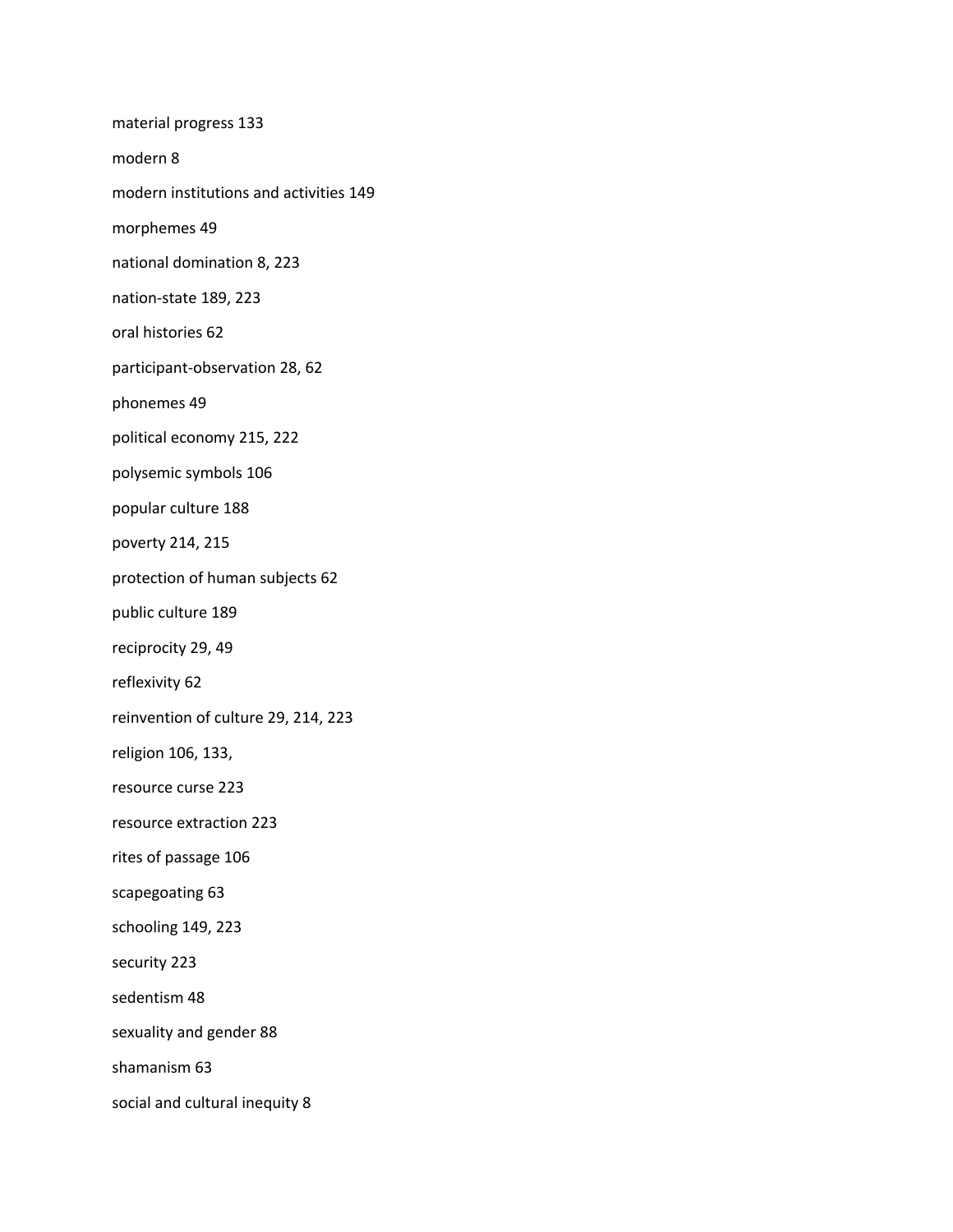material progress 133

modern 8

modern institutions and activities 149

morphemes 49

national domination 8, 223

nation-state 189, 223

oral histories 62

participant-observation 28, 62

phonemes 49

political economy 215, 222

polysemic symbols 106

popular culture 188

poverty 214, 215

protection of human subjects 62

public culture 189

reciprocity 29, 49

reflexivity 62

reinvention of culture 29, 214, 223

religion 106, 133,

resource curse 223

resource extraction 223

rites of passage 106

scapegoating 63

schooling 149, 223

security 223

sedentism 48

sexuality and gender 88

shamanism 63

social and cultural inequity 8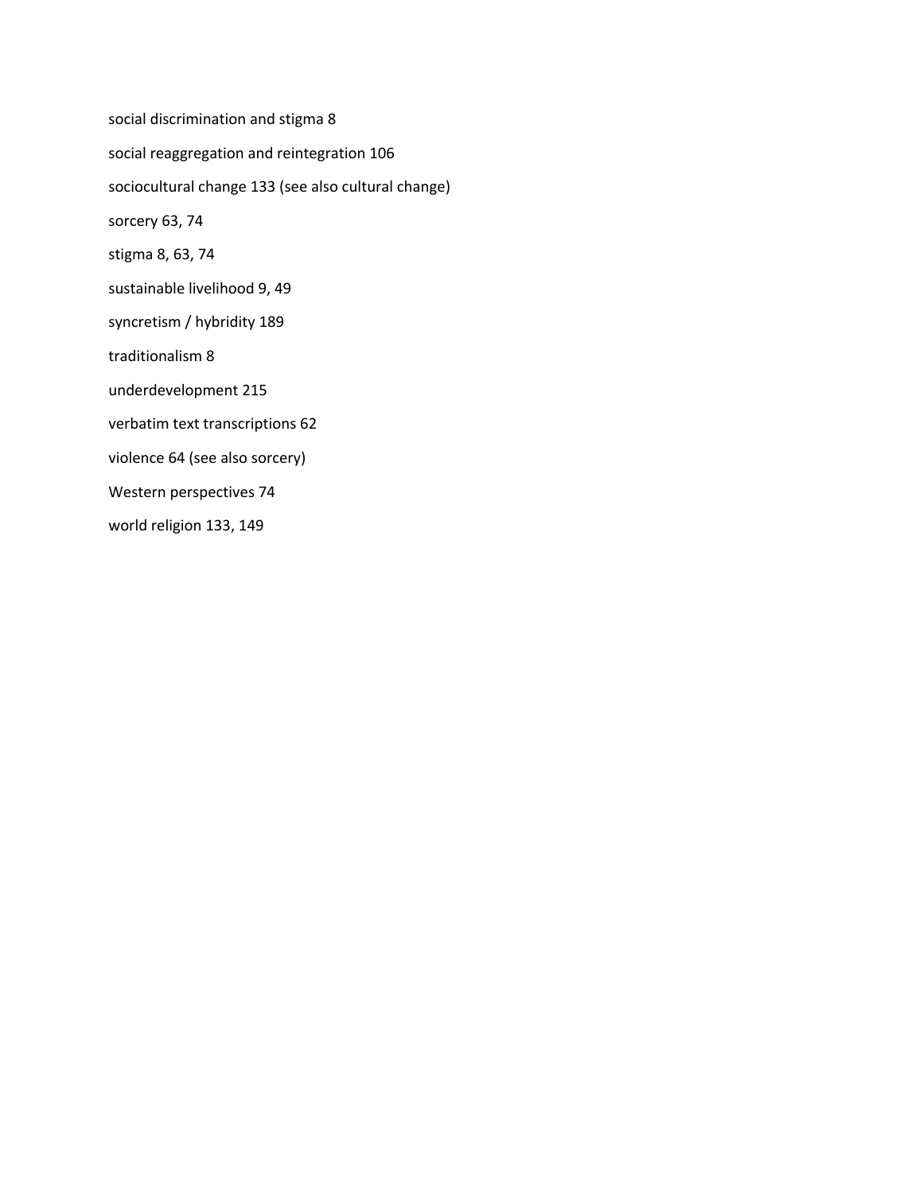social discrimination and stigma 8

social reaggregation and reintegration 106

sociocultural change 133 (see also cultural change)

sorcery 63, 74

stigma 8, 63, 74

sustainable livelihood 9, 49

syncretism / hybridity 189

traditionalism 8

underdevelopment 215

verbatim text transcriptions 62

violence 64 (see also sorcery)

Western perspectives 74

world religion 133, 149